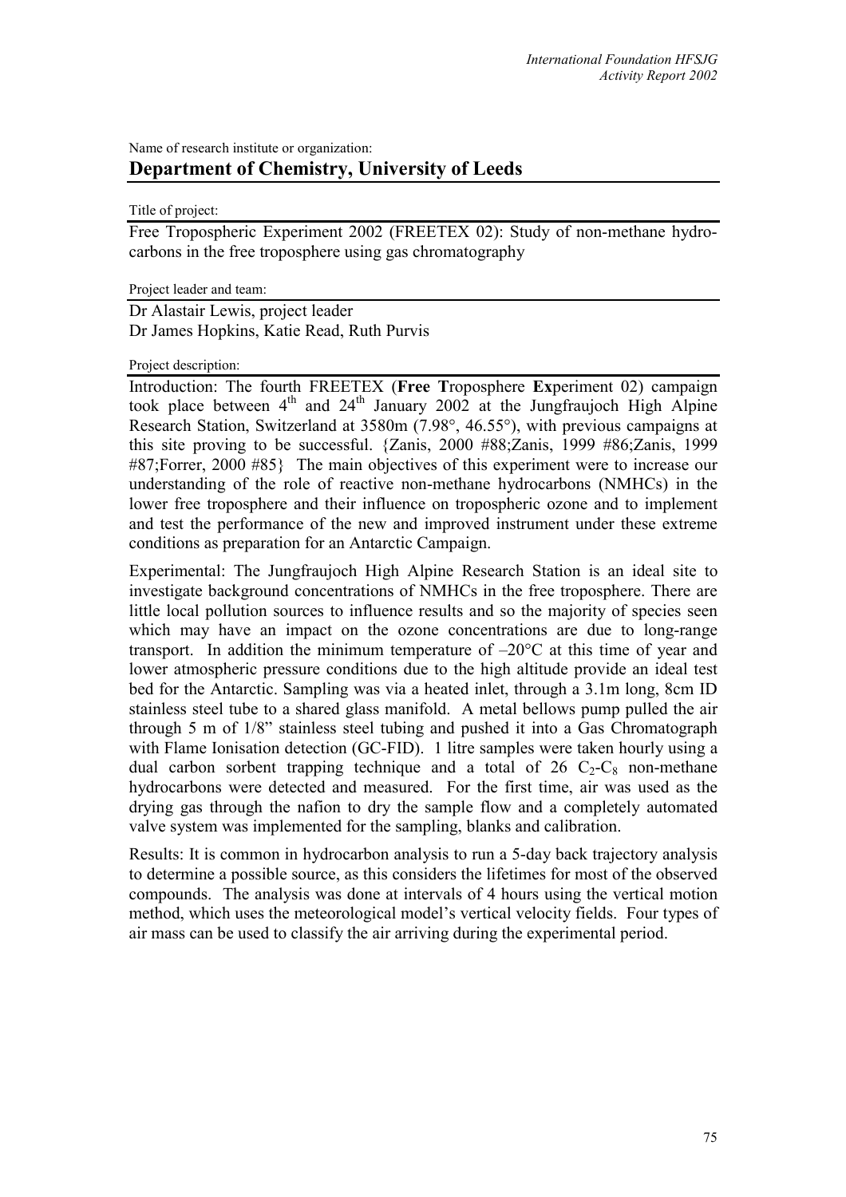Name of research institute or organization:

## Department of Chemistry, University of Leeds

Title of project:

Free Tropospheric Experiment 2002 (FREETEX 02): Study of non-methane hydrocarbons in the free troposphere using gas chromatography

Project leader and team:

Dr Alastair Lewis, project leader
Dr James Hopkins, Katie Read, Ruth Purvis

Project description:

Introduction: The fourth FREETEX (**Free T**roposphere **Ex**periment 02) campaign took place between 4$^{th}$ and 24$^{th}$ January 2002 at the Jungfraujoch High Alpine Research Station, Switzerland at 3580m (7.98°, 46.55°), with previous campaigns at this site proving to be successful. {Zanis, 2000 #88;Zanis, 1999 #86;Zanis, 1999 #87;Forrer, 2000 #85} The main objectives of this experiment were to increase our understanding of the role of reactive non-methane hydrocarbons (NMHCs) in the lower free troposphere and their influence on tropospheric ozone and to implement and test the performance of the new and improved instrument under these extreme conditions as preparation for an Antarctic Campaign.

Experimental: The Jungfraujoch High Alpine Research Station is an ideal site to investigate background concentrations of NMHCs in the free troposphere. There are little local pollution sources to influence results and so the majority of species seen which may have an impact on the ozone concentrations are due to long-range transport. In addition the minimum temperature of –20°C at this time of year and lower atmospheric pressure conditions due to the high altitude provide an ideal test bed for the Antarctic. Sampling was via a heated inlet, through a 3.1m long, 8cm ID stainless steel tube to a shared glass manifold. A metal bellows pump pulled the air through 5 m of 1/8" stainless steel tubing and pushed it into a Gas Chromatograph with Flame Ionisation detection (GC-FID). 1 litre samples were taken hourly using a dual carbon sorbent trapping technique and a total of 26 $C_2$-$C_8$ non-methane hydrocarbons were detected and measured. For the first time, air was used as the drying gas through the nafion to dry the sample flow and a completely automated valve system was implemented for the sampling, blanks and calibration.

Results: It is common in hydrocarbon analysis to run a 5-day back trajectory analysis to determine a possible source, as this considers the lifetimes for most of the observed compounds. The analysis was done at intervals of 4 hours using the vertical motion method, which uses the meteorological model's vertical velocity fields. Four types of air mass can be used to classify the air arriving during the experimental period.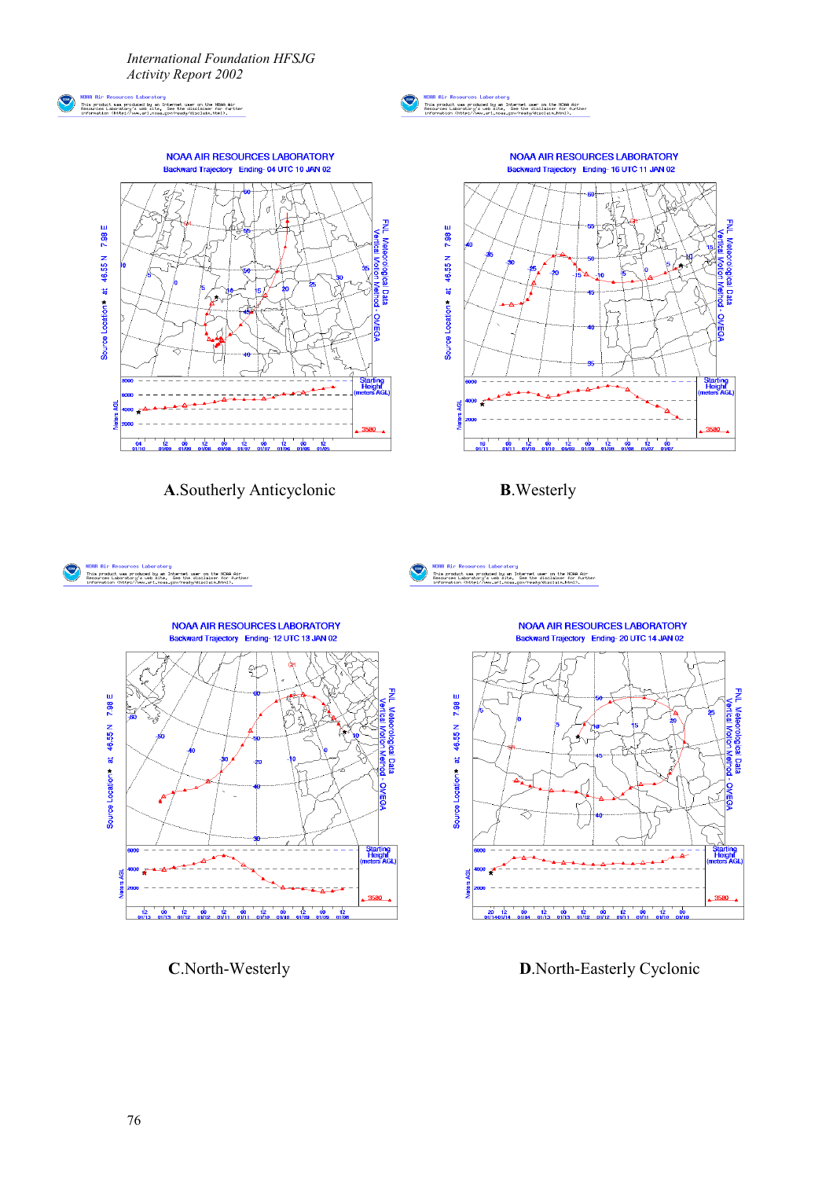NOAA AIR RESOURCES LABORATORY

Backward Trajectory Ending- 04 UTC 10 JAN 02

**A**.Southerly Anticyclonic

NOAA AIR RESOURCES LABORATORY

Backward Trajectory Ending- 16 UTC 11 JAN 02

**B**.Westerly

NOAA AIR RESOURCES LABORATORY

Backward Trajectory Ending- 12 UTC 13 JAN 02

**C**.North-Westerly

NOAA AIR RESOURCES LABORATORY

Backward Trajectory Ending- 20 UTC 14 JAN 02

**D**.North-Easterly Cyclonic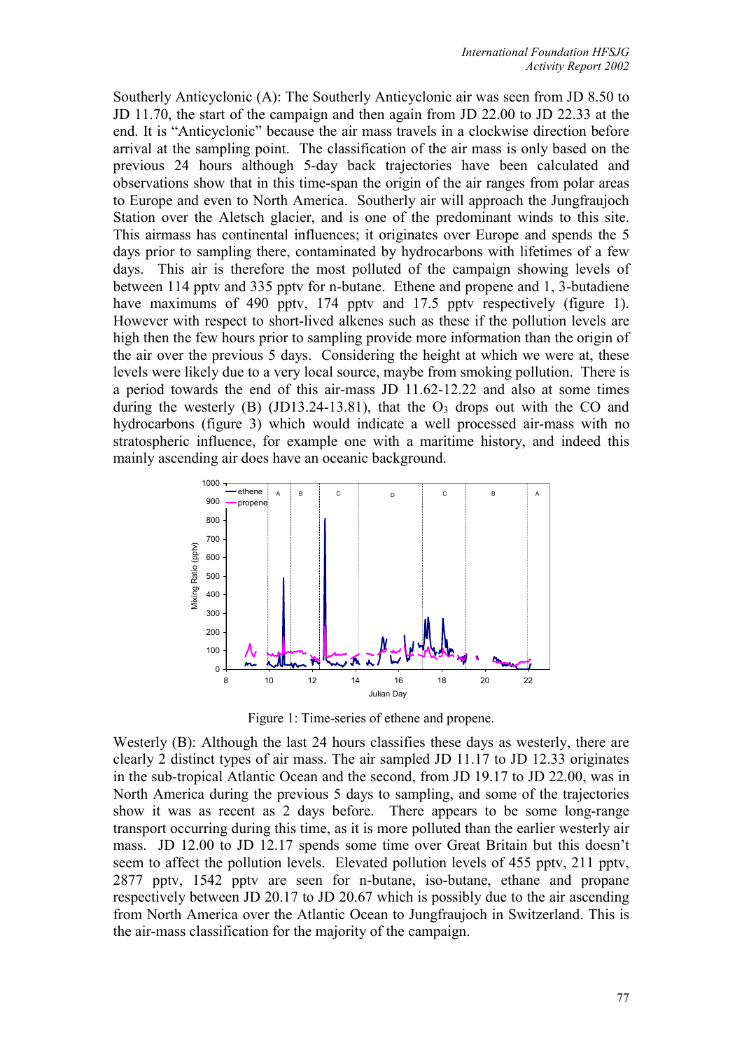Southerly Anticyclonic (A): The Southerly Anticyclonic air was seen from JD 8.50 to JD 11.70, the start of the campaign and then again from JD 22.00 to JD 22.33 at the end. It is "Anticyclonic" because the air mass travels in a clockwise direction before arrival at the sampling point. The classification of the air mass is only based on the previous 24 hours although 5-day back trajectories have been calculated and observations show that in this time-span the origin of the air ranges from polar areas to Europe and even to North America. Southerly air will approach the Jungfraujoch Station over the Aletsch glacier, and is one of the predominant winds to this site. This airmass has continental influences; it originates over Europe and spends the 5 days prior to sampling there, contaminated by hydrocarbons with lifetimes of a few days. This air is therefore the most polluted of the campaign showing levels of between 114 pptv and 335 pptv for n-butane. Ethene and propene and 1, 3-butadiene have maximums of 490 pptv, 174 pptv and 17.5 pptv respectively (figure 1). However with respect to short-lived alkenes such as these if the pollution levels are high then the few hours prior to sampling provide more information than the origin of the air over the previous 5 days. Considering the height at which we were at, these levels were likely due to a very local source, maybe from smoking pollution. There is a period towards the end of this air-mass JD 11.62-12.22 and also at some times during the westerly (B) (JD13.24-13.81), that the $O_3$ drops out with the CO and hydrocarbons (figure 3) which would indicate a well processed air-mass with no stratospheric influence, for example one with a maritime history, and indeed this mainly ascending air does have an oceanic background.

ethene
propene
A B C D C B A
Mixing Ratio (pptv)
1000
900
800
700
600
500
400
300
200
100
0
8 10 12 14 16 18 20 22
Julian Day

Figure 1: Time-series of ethene and propene.

Westerly (B): Although the last 24 hours classifies these days as westerly, there are clearly 2 distinct types of air mass. The air sampled JD 11.17 to JD 12.33 originates in the sub-tropical Atlantic Ocean and the second, from JD 19.17 to JD 22.00, was in North America during the previous 5 days to sampling, and some of the trajectories show it was as recent as 2 days before. There appears to be some long-range transport occurring during this time, as it is more polluted than the earlier westerly air mass. JD 12.00 to JD 12.17 spends some time over Great Britain but this doesn't seem to affect the pollution levels. Elevated pollution levels of 455 pptv, 211 pptv, 2877 pptv, 1542 pptv are seen for n-butane, iso-butane, ethane and propane respectively between JD 20.17 to JD 20.67 which is possibly due to the air ascending from North America over the Atlantic Ocean to Jungfraujoch in Switzerland. This is the air-mass classification for the majority of the campaign.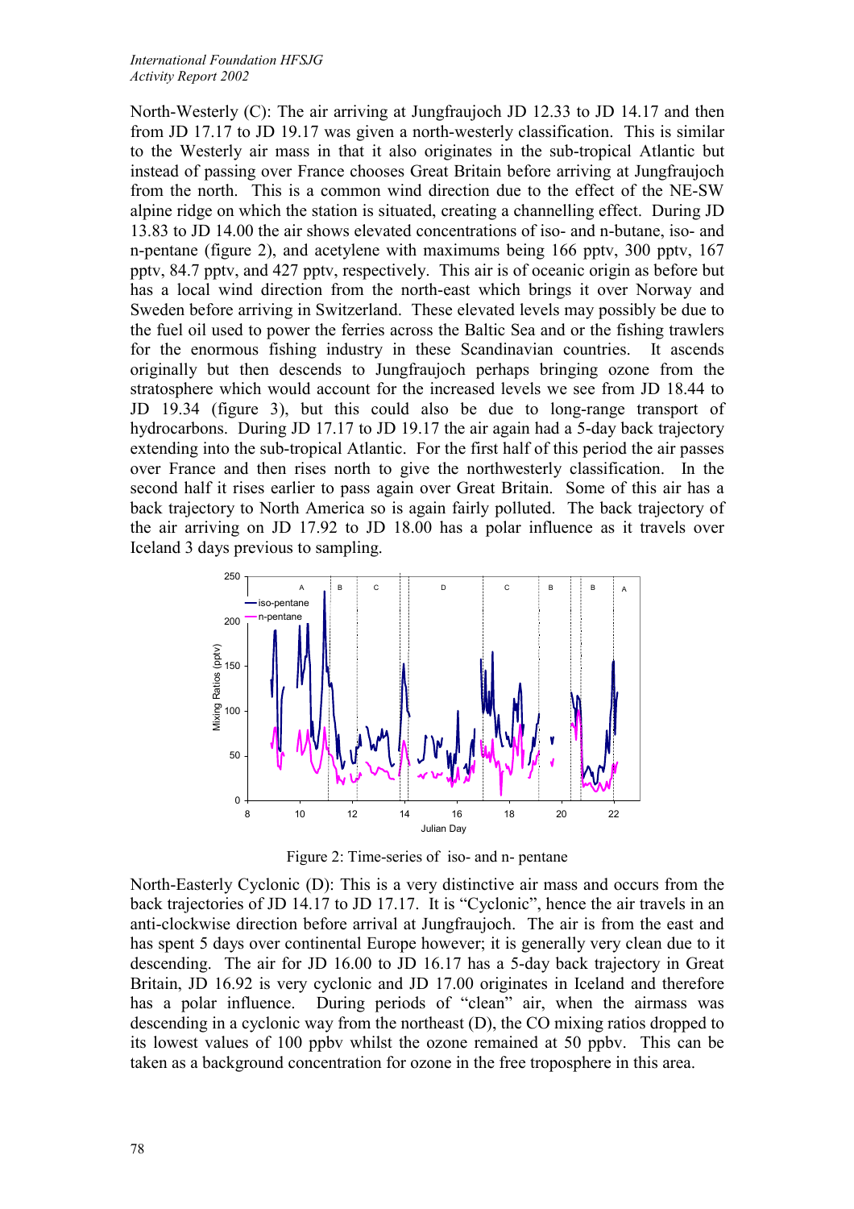North-Westerly (C): The air arriving at Jungfraujoch JD 12.33 to JD 14.17 and then from JD 17.17 to JD 19.17 was given a north-westerly classification. This is similar to the Westerly air mass in that it also originates in the sub-tropical Atlantic but instead of passing over France chooses Great Britain before arriving at Jungfraujoch from the north. This is a common wind direction due to the effect of the NE-SW alpine ridge on which the station is situated, creating a channelling effect. During JD 13.83 to JD 14.00 the air shows elevated concentrations of iso- and n-butane, iso- and n-pentane (figure 2), and acetylene with maximums being 166 pptv, 300 pptv, 167 pptv, 84.7 pptv, and 427 pptv, respectively. This air is of oceanic origin as before but has a local wind direction from the north-east which brings it over Norway and Sweden before arriving in Switzerland. These elevated levels may possibly be due to the fuel oil used to power the ferries across the Baltic Sea and or the fishing trawlers for the enormous fishing industry in these Scandinavian countries. It ascends originally but then descends to Jungfraujoch perhaps bringing ozone from the stratosphere which would account for the increased levels we see from JD 18.44 to JD 19.34 (figure 3), but this could also be due to long-range transport of hydrocarbons. During JD 17.17 to JD 19.17 the air again had a 5-day back trajectory extending into the sub-tropical Atlantic. For the first half of this period the air passes over France and then rises north to give the northwesterly classification. In the second half it rises earlier to pass again over Great Britain. Some of this air has a back trajectory to North America so is again fairly polluted. The back trajectory of the air arriving on JD 17.92 to JD 18.00 has a polar influence as it travels over Iceland 3 days previous to sampling.

A B C D C B B A

iso-pentane
n-pentane

Mixing Ratios (pptv)

0 50 100 150 200 250

8 10 12 14 16 18 20 22

Julian Day

Figure 2: Time-series of iso- and n- pentane

North-Easterly Cyclonic (D): This is a very distinctive air mass and occurs from the back trajectories of JD 14.17 to JD 17.17. It is "Cyclonic", hence the air travels in an anti-clockwise direction before arrival at Jungfraujoch. The air is from the east and has spent 5 days over continental Europe however; it is generally very clean due to it descending. The air for JD 16.00 to JD 16.17 has a 5-day back trajectory in Great Britain, JD 16.92 is very cyclonic and JD 17.00 originates in Iceland and therefore has a polar influence. During periods of "clean" air, when the airmass was descending in a cyclonic way from the northeast (D), the CO mixing ratios dropped to its lowest values of 100 ppbv whilst the ozone remained at 50 ppbv. This can be taken as a background concentration for ozone in the free troposphere in this area.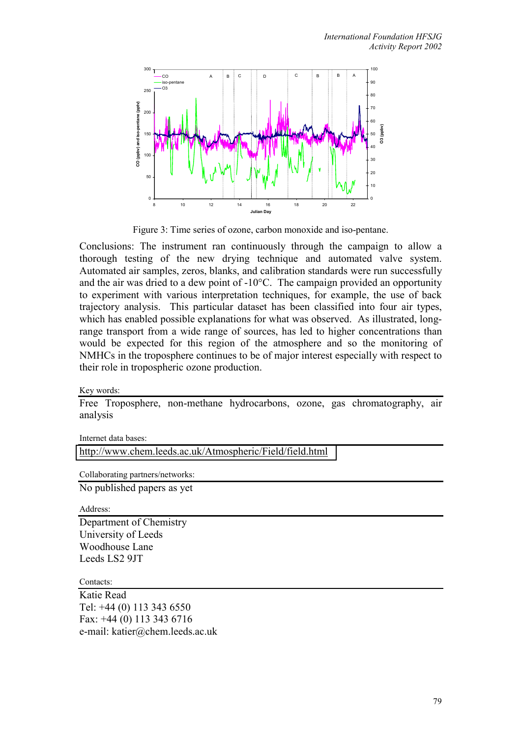CO (ppbv) and iso-pentane (pptv)

300
250
200
150
100
50
0

— CO
— iso-pentane
— O3

A B C D C B B A

100
90
80
70
60
50
40
30
20
10
0

O3 (ppbv)

8 10 12 14 16 18 20 22

Julian Day

Figure 3: Time series of ozone, carbon monoxide and iso-pentane.

Conclusions: The instrument ran continuously through the campaign to allow a thorough testing of the new drying technique and automated valve system. Automated air samples, zeros, blanks, and calibration standards were run successfully and the air was dried to a dew point of -10°C. The campaign provided an opportunity to experiment with various interpretation techniques, for example, the use of back trajectory analysis. This particular dataset has been classified into four air types, which has enabled possible explanations for what was observed. As illustrated, long-range transport from a wide range of sources, has led to higher concentrations than would be expected for this region of the atmosphere and so the monitoring of NMHCs in the troposphere continues to be of major interest especially with respect to their role in tropospheric ozone production.

Key words:

Free Troposphere, non-methane hydrocarbons, ozone, gas chromatography, air analysis

Internet data bases:

http://www.chem.leeds.ac.uk/Atmospheric/Field/field.html

Collaborating partners/networks:

No published papers as yet

Address:

Department of Chemistry
University of Leeds
Woodhouse Lane
Leeds LS2 9JT

Contacts:

Katie Read
Tel: +44 (0) 113 343 6550
Fax: +44 (0) 113 343 6716
e-mail: katier@chem.leeds.ac.uk